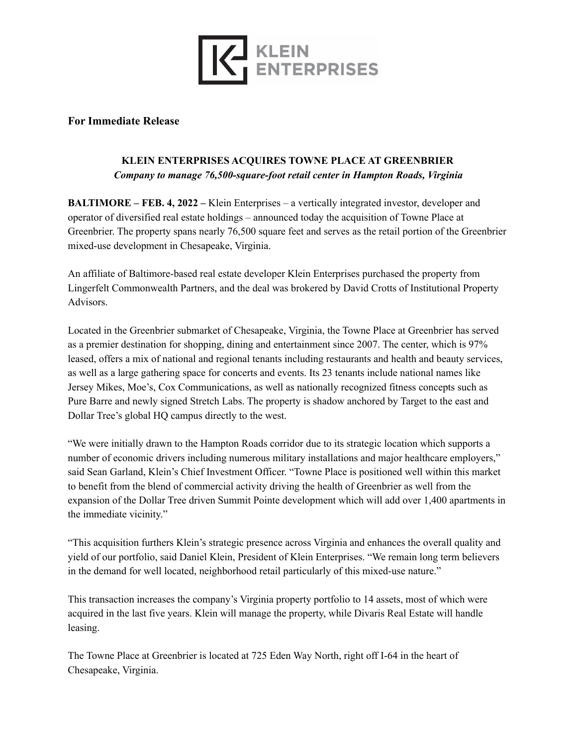KLEIN ENTERPRISES

**For Immediate Release**

## KLEIN ENTERPRISES ACQUIRES TOWNE PLACE AT GREENBRIER

***Company to manage 76,500-square-foot retail center in Hampton Roads, Virginia***

**BALTIMORE – FEB. 4, 2022 –** Klein Enterprises – a vertically integrated investor, developer and operator of diversified real estate holdings – announced today the acquisition of Towne Place at Greenbrier. The property spans nearly 76,500 square feet and serves as the retail portion of the Greenbrier mixed-use development in Chesapeake, Virginia.

An affiliate of Baltimore-based real estate developer Klein Enterprises purchased the property from Lingerfelt Commonwealth Partners, and the deal was brokered by David Crotts of Institutional Property Advisors.

Located in the Greenbrier submarket of Chesapeake, Virginia, the Towne Place at Greenbrier has served as a premier destination for shopping, dining and entertainment since 2007. The center, which is 97% leased, offers a mix of national and regional tenants including restaurants and health and beauty services, as well as a large gathering space for concerts and events. Its 23 tenants include national names like Jersey Mikes, Moe's, Cox Communications, as well as nationally recognized fitness concepts such as Pure Barre and newly signed Stretch Labs. The property is shadow anchored by Target to the east and Dollar Tree's global HQ campus directly to the west.

"We were initially drawn to the Hampton Roads corridor due to its strategic location which supports a number of economic drivers including numerous military installations and major healthcare employers," said Sean Garland, Klein's Chief Investment Officer. "Towne Place is positioned well within this market to benefit from the blend of commercial activity driving the health of Greenbrier as well from the expansion of the Dollar Tree driven Summit Pointe development which will add over 1,400 apartments in the immediate vicinity."

"This acquisition furthers Klein's strategic presence across Virginia and enhances the overall quality and yield of our portfolio, said Daniel Klein, President of Klein Enterprises. "We remain long term believers in the demand for well located, neighborhood retail particularly of this mixed-use nature."

This transaction increases the company's Virginia property portfolio to 14 assets, most of which were acquired in the last five years. Klein will manage the property, while Divaris Real Estate will handle leasing.

The Towne Place at Greenbrier is located at 725 Eden Way North, right off I-64 in the heart of Chesapeake, Virginia.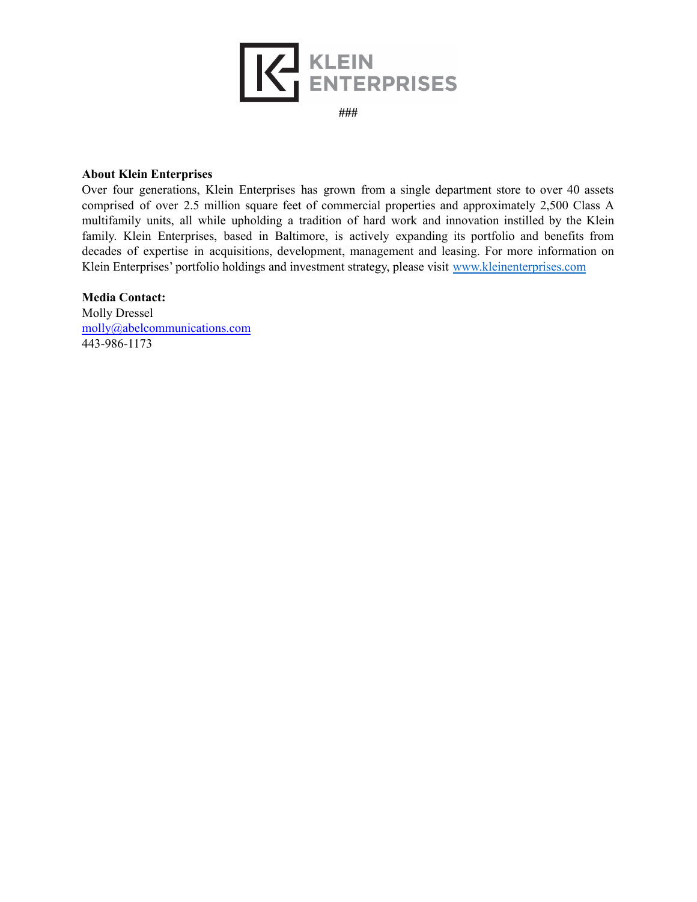KLEIN ENTERPRISES

###

**About Klein Enterprises**

Over four generations, Klein Enterprises has grown from a single department store to over 40 assets comprised of over 2.5 million square feet of commercial properties and approximately 2,500 Class A multifamily units, all while upholding a tradition of hard work and innovation instilled by the Klein family. Klein Enterprises, based in Baltimore, is actively expanding its portfolio and benefits from decades of expertise in acquisitions, development, management and leasing. For more information on Klein Enterprises' portfolio holdings and investment strategy, please visit [www.kleinenterprises.com](http://www.kleinenterprises.com)

**Media Contact:**

Molly Dressel
[molly@abelcommunications.com](mailto:molly@abelcommunications.com)
443-986-1173